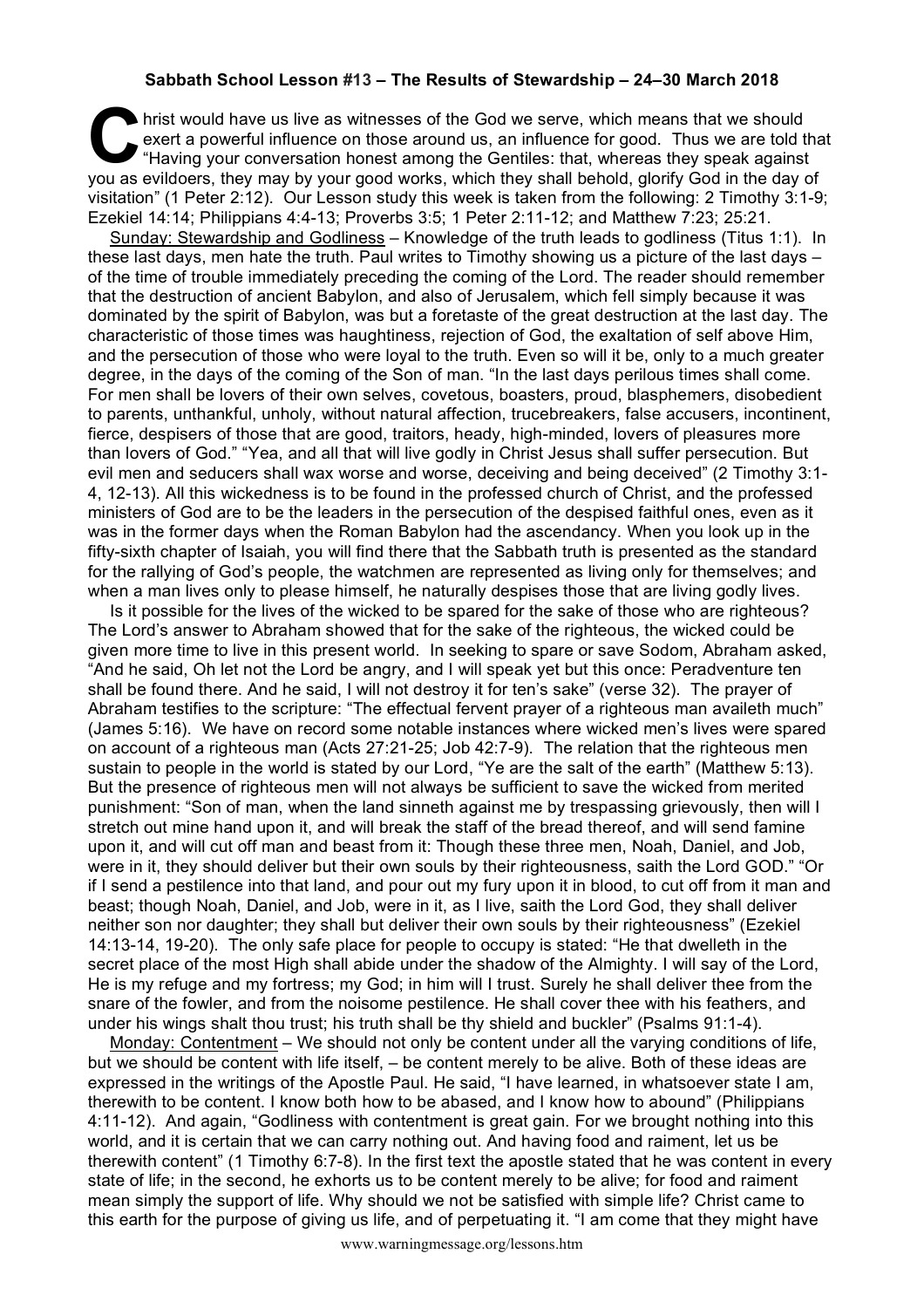**Sabbath School Lesson #13 – The Results of Stewardship – 24–30 March 2018**

Christ would have us live as witnesses of the God we serve, which means that we should exert a powerful influence on those around us, an influence for good. Thus we are told that "Having your conversation honest among the Gentiles: that, whereas they speak against you as evildoers, they may by your good works, which they shall behold, glorify God in the day of visitation" (1 Peter 2:12). Our Lesson study this week is taken from the following: 2 Timothy 3:1-9; Ezekiel 14:14; Philippians 4:4-13; Proverbs 3:5; 1 Peter 2:11-12; and Matthew 7:23; 25:21.

Sunday: Stewardship and Godliness – Knowledge of the truth leads to godliness (Titus 1:1). In these last days, men hate the truth. Paul writes to Timothy showing us a picture of the last days – of the time of trouble immediately preceding the coming of the Lord. The reader should remember that the destruction of ancient Babylon, and also of Jerusalem, which fell simply because it was dominated by the spirit of Babylon, was but a foretaste of the great destruction at the last day. The characteristic of those times was haughtiness, rejection of God, the exaltation of self above Him, and the persecution of those who were loyal to the truth. Even so will it be, only to a much greater degree, in the days of the coming of the Son of man. "In the last days perilous times shall come. For men shall be lovers of their own selves, covetous, boasters, proud, blasphemers, disobedient to parents, unthankful, unholy, without natural affection, trucebreakers, false accusers, incontinent, fierce, despisers of those that are good, traitors, heady, high-minded, lovers of pleasures more than lovers of God." "Yea, and all that will live godly in Christ Jesus shall suffer persecution. But evil men and seducers shall wax worse and worse, deceiving and being deceived" (2 Timothy 3:1-4, 12-13). All this wickedness is to be found in the professed church of Christ, and the professed ministers of God are to be the leaders in the persecution of the despised faithful ones, even as it was in the former days when the Roman Babylon had the ascendancy. When you look up in the fifty-sixth chapter of Isaiah, you will find there that the Sabbath truth is presented as the standard for the rallying of God's people, the watchmen are represented as living only for themselves; and when a man lives only to please himself, he naturally despises those that are living godly lives.

Is it possible for the lives of the wicked to be spared for the sake of those who are righteous? The Lord's answer to Abraham showed that for the sake of the righteous, the wicked could be given more time to live in this present world. In seeking to spare or save Sodom, Abraham asked, "And he said, Oh let not the Lord be angry, and I will speak yet but this once: Peradventure ten shall be found there. And he said, I will not destroy it for ten's sake" (verse 32). The prayer of Abraham testifies to the scripture: "The effectual fervent prayer of a righteous man availeth much" (James 5:16). We have on record some notable instances where wicked men's lives were spared on account of a righteous man (Acts 27:21-25; Job 42:7-9). The relation that the righteous men sustain to people in the world is stated by our Lord, "Ye are the salt of the earth" (Matthew 5:13). But the presence of righteous men will not always be sufficient to save the wicked from merited punishment: "Son of man, when the land sinneth against me by trespassing grievously, then will I stretch out mine hand upon it, and will break the staff of the bread thereof, and will send famine upon it, and will cut off man and beast from it: Though these three men, Noah, Daniel, and Job, were in it, they should deliver but their own souls by their righteousness, saith the Lord GOD." "Or if I send a pestilence into that land, and pour out my fury upon it in blood, to cut off from it man and beast; though Noah, Daniel, and Job, were in it, as I live, saith the Lord God, they shall deliver neither son nor daughter; they shall but deliver their own souls by their righteousness" (Ezekiel 14:13-14, 19-20). The only safe place for people to occupy is stated: "He that dwelleth in the secret place of the most High shall abide under the shadow of the Almighty. I will say of the Lord, He is my refuge and my fortress; my God; in him will I trust. Surely he shall deliver thee from the snare of the fowler, and from the noisome pestilence. He shall cover thee with his feathers, and under his wings shalt thou trust; his truth shall be thy shield and buckler" (Psalms 91:1-4).

Monday: Contentment – We should not only be content under all the varying conditions of life, but we should be content with life itself, – be content merely to be alive. Both of these ideas are expressed in the writings of the Apostle Paul. He said, "I have learned, in whatsoever state I am, therewith to be content. I know both how to be abased, and I know how to abound" (Philippians 4:11-12). And again, "Godliness with contentment is great gain. For we brought nothing into this world, and it is certain that we can carry nothing out. And having food and raiment, let us be therewith content" (1 Timothy 6:7-8). In the first text the apostle stated that he was content in every state of life; in the second, he exhorts us to be content merely to be alive; for food and raiment mean simply the support of life. Why should we not be satisfied with simple life? Christ came to this earth for the purpose of giving us life, and of perpetuating it. "I am come that they might have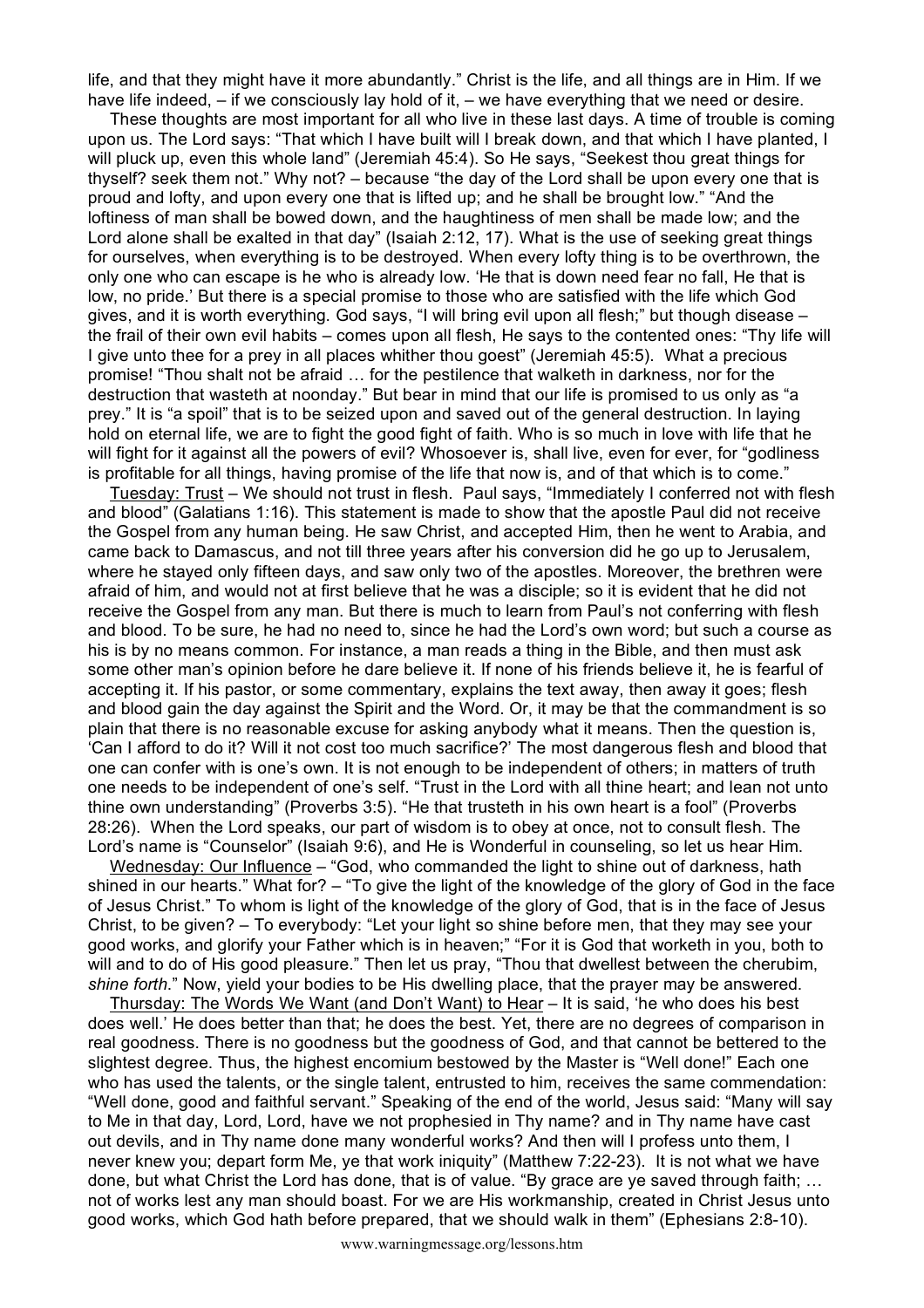life, and that they might have it more abundantly." Christ is the life, and all things are in Him. If we have life indeed, – if we consciously lay hold of it, – we have everything that we need or desire.

These thoughts are most important for all who live in these last days. A time of trouble is coming upon us. The Lord says: "That which I have built will I break down, and that which I have planted, I will pluck up, even this whole land" (Jeremiah 45:4). So He says, "Seekest thou great things for thyself? seek them not." Why not? – because "the day of the Lord shall be upon every one that is proud and lofty, and upon every one that is lifted up; and he shall be brought low." "And the loftiness of man shall be bowed down, and the haughtiness of men shall be made low; and the Lord alone shall be exalted in that day" (Isaiah 2:12, 17). What is the use of seeking great things for ourselves, when everything is to be destroyed. When every lofty thing is to be overthrown, the only one who can escape is he who is already low. 'He that is down need fear no fall, He that is low, no pride.' But there is a special promise to those who are satisfied with the life which God gives, and it is worth everything. God says, "I will bring evil upon all flesh;" but though disease – the frail of their own evil habits – comes upon all flesh, He says to the contented ones: "Thy life will I give unto thee for a prey in all places whither thou goest" (Jeremiah 45:5). What a precious promise! "Thou shalt not be afraid … for the pestilence that walketh in darkness, nor for the destruction that wasteth at noonday." But bear in mind that our life is promised to us only as "a prey." It is "a spoil" that is to be seized upon and saved out of the general destruction. In laying hold on eternal life, we are to fight the good fight of faith. Who is so much in love with life that he will fight for it against all the powers of evil? Whosoever is, shall live, even for ever, for "godliness is profitable for all things, having promise of the life that now is, and of that which is to come."

Tuesday: Trust – We should not trust in flesh. Paul says, "Immediately I conferred not with flesh and blood" (Galatians 1:16). This statement is made to show that the apostle Paul did not receive the Gospel from any human being. He saw Christ, and accepted Him, then he went to Arabia, and came back to Damascus, and not till three years after his conversion did he go up to Jerusalem, where he stayed only fifteen days, and saw only two of the apostles. Moreover, the brethren were afraid of him, and would not at first believe that he was a disciple; so it is evident that he did not receive the Gospel from any man. But there is much to learn from Paul's not conferring with flesh and blood. To be sure, he had no need to, since he had the Lord's own word; but such a course as his is by no means common. For instance, a man reads a thing in the Bible, and then must ask some other man's opinion before he dare believe it. If none of his friends believe it, he is fearful of accepting it. If his pastor, or some commentary, explains the text away, then away it goes; flesh and blood gain the day against the Spirit and the Word. Or, it may be that the commandment is so plain that there is no reasonable excuse for asking anybody what it means. Then the question is, 'Can I afford to do it? Will it not cost too much sacrifice?' The most dangerous flesh and blood that one can confer with is one's own. It is not enough to be independent of others; in matters of truth one needs to be independent of one's self. "Trust in the Lord with all thine heart; and lean not unto thine own understanding" (Proverbs 3:5). "He that trusteth in his own heart is a fool" (Proverbs 28:26). When the Lord speaks, our part of wisdom is to obey at once, not to consult flesh. The Lord's name is "Counselor" (Isaiah 9:6), and He is Wonderful in counseling, so let us hear Him.

Wednesday: Our Influence – "God, who commanded the light to shine out of darkness, hath shined in our hearts." What for? – "To give the light of the knowledge of the glory of God in the face of Jesus Christ." To whom is light of the knowledge of the glory of God, that is in the face of Jesus Christ, to be given? – To everybody: "Let your light so shine before men, that they may see your good works, and glorify your Father which is in heaven;" "For it is God that worketh in you, both to will and to do of His good pleasure." Then let us pray, "Thou that dwellest between the cherubim, *shine forth*." Now, yield your bodies to be His dwelling place, that the prayer may be answered.

Thursday: The Words We Want (and Don't Want) to Hear – It is said, 'he who does his best does well.' He does better than that; he does the best. Yet, there are no degrees of comparison in real goodness. There is no goodness but the goodness of God, and that cannot be bettered to the slightest degree. Thus, the highest encomium bestowed by the Master is "Well done!" Each one who has used the talents, or the single talent, entrusted to him, receives the same commendation: "Well done, good and faithful servant." Speaking of the end of the world, Jesus said: "Many will say to Me in that day, Lord, Lord, have we not prophesied in Thy name? and in Thy name have cast out devils, and in Thy name done many wonderful works? And then will I profess unto them, I never knew you; depart form Me, ye that work iniquity" (Matthew 7:22-23). It is not what we have done, but what Christ the Lord has done, that is of value. "By grace are ye saved through faith; … not of works lest any man should boast. For we are His workmanship, created in Christ Jesus unto good works, which God hath before prepared, that we should walk in them" (Ephesians 2:8-10).

www.warningmessage.org/lessons.htm